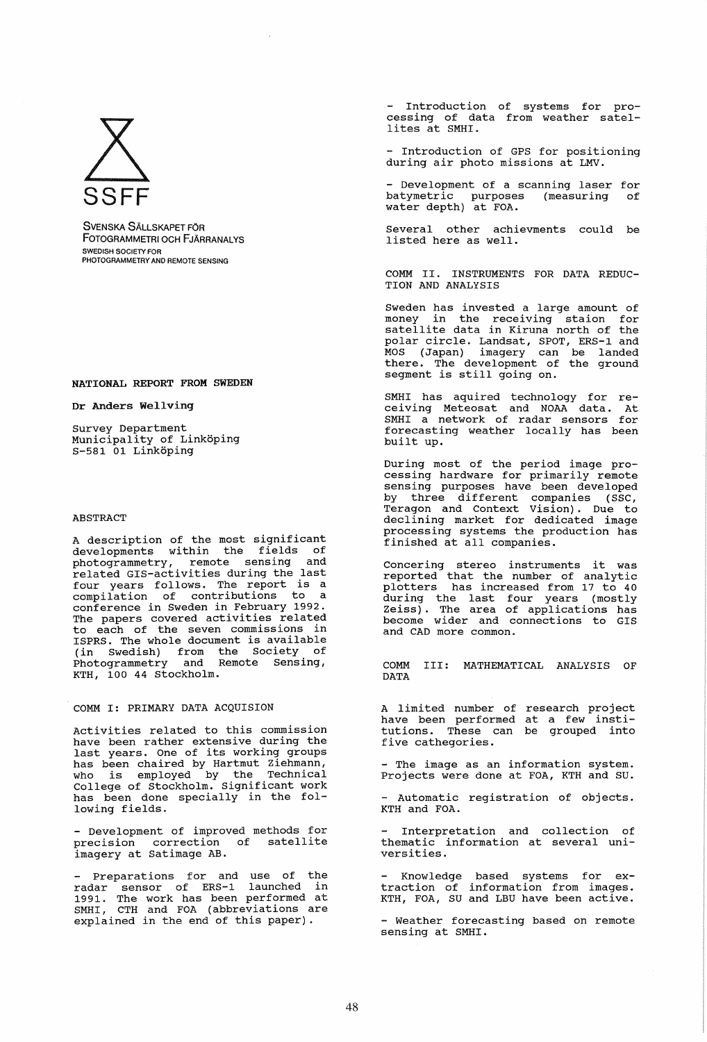SSFF

SVENSKA SÄLLSKAPET FÖR FOTOGRAMMETRI OCH FJÄRRANALYS
SWEDISH SOCIETY FOR PHOTOGRAMMETRY AND REMOTE SENSING

**NATIONAL REPORT FROM SWEDEN**

**Dr Anders Wellving**

Survey Department
Municipality of Linköping
S-581 01 Linköping

## ABSTRACT

A description of the most significant developments within the fields of photogrammetry, remote sensing and related GIS-activities during the last four years follows. The report is a compilation of contributions to a conference in Sweden in February 1992. The papers covered activities related to each of the seven commissions in ISPRS. The whole document is available (in Swedish) from the Society of Photogrammetry and Remote Sensing, KTH, 100 44 Stockholm.

## COMM I: PRIMARY DATA ACQUISION

Activities related to this commission have been rather extensive during the last years. One of its working groups has been chaired by Hartmut Ziehmann, who is employed by the Technical College of Stockholm. Significant work has been done specially in the following fields.

- Development of improved methods for precision correction of satellite imagery at Satimage AB.

- Preparations for and use of the radar sensor of ERS-1 launched in 1991. The work has been performed at SMHI, CTH and FOA (abbreviations are explained in the end of this paper).

- Introduction of systems for processing of data from weather satellites at SMHI.

- Introduction of GPS for positioning during air photo missions at LMV.

- Development of a scanning laser for batymetric purposes (measuring of water depth) at FOA.

Several other achievments could be listed here as well.

## COMM II. INSTRUMENTS FOR DATA REDUCTION AND ANALYSIS

Sweden has invested a large amount of money in the receiving staion for satellite data in Kiruna north of the polar circle. Landsat, SPOT, ERS-1 and MOS (Japan) imagery can be landed there. The development of the ground segment is still going on.

SMHI has aquired technology for receiving Meteosat and NOAA data. At SMHI a network of radar sensors for forecasting weather locally has been built up.

During most of the period image processing hardware for primarily remote sensing purposes have been developed by three different companies (SSC, Teragon and Context Vision). Due to declining market for dedicated image processing systems the production has finished at all companies.

Concering stereo instruments it was reported that the number of analytic plotters has increased from 17 to 40 during the last four years (mostly Zeiss). The area of applications has become wider and connections to GIS and CAD more common.

## COMM III: MATHEMATICAL ANALYSIS OF DATA

A limited number of research project have been performed at a few institutions. These can be grouped into five cathegories.

- The image as an information system. Projects were done at FOA, KTH and SU.

- Automatic registration of objects. KTH and FOA.

- Interpretation and collection of thematic information at several universities.

- Knowledge based systems for extraction of information from images. KTH, FOA, SU and LBU have been active.

- Weather forecasting based on remote sensing at SMHI.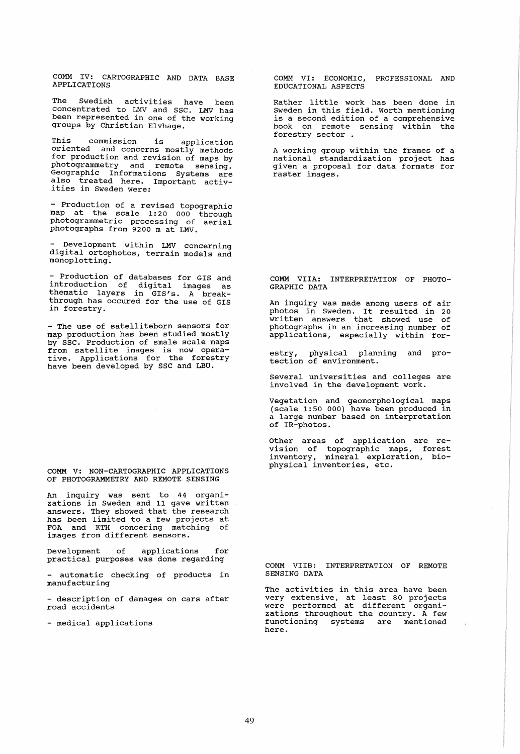## COMM IV: CARTOGRAPHIC AND DATA BASE APPLICATIONS

The Swedish activities have been concentrated to LMV and SSC. LMV has been represented in one of the working groups by Christian Elvhage.

This commission is application oriented and concerns mostly methods for production and revision of maps by photogrammetry and remote sensing. Geographic Informations Systems are also treated here. Important activities in Sweden were:

- Production of a revised topographic map at the scale 1:20 000 through photogrammetric processing of aerial photographs from 9200 m at LMV.

- Development within LMV concerning digital ortophotos, terrain models and monoplotting.

- Production of databases for GIS and introduction of digital images as thematic layers in GIS's. A breakthrough has occured for the use of GIS in forestry.

- The use of satelliteborn sensors for map production has been studied mostly by SSC. Production of smale scale maps from satellite images is now operative. Applications for the forestry have been developed by SSC and LBU.

## COMM V: NON-CARTOGRAPHIC APPLICATIONS OF PHOTOGRAMMETRY AND REMOTE SENSING

An inquiry was sent to 44 organizations in Sweden and 11 gave written answers. They showed that the research has been limited to a few projects at FOA and KTH concering matching of images from different sensors.

Development of applications for practical purposes was done regarding

- automatic checking of products in manufacturing

- description of damages on cars after road accidents

- medical applications

## COMM VI: ECONOMIC, PROFESSIONAL AND EDUCATIONAL ASPECTS

Rather little work has been done in Sweden in this field. Worth mentioning is a second edition of a comprehensive book on remote sensing within the forestry sector .

A working group within the frames of a national standardization project has given a proposal for data formats for raster images.

## COMM VIIA: INTERPRETATION OF PHOTOGRAPHIC DATA

An inquiry was made among users of air photos in Sweden. It resulted in 20 written answers that showed use of photographs in an increasing number of applications, especially within forestry, physical planning and protection of environment.

Several universities and colleges are involved in the development work.

Vegetation and geomorphological maps (scale 1:50 000) have been produced in a large number based on interpretation of IR-photos.

Other areas of application are revision of topographic maps, forest inventory, mineral exploration, biophysical inventories, etc.

## COMM VIIB: INTERPRETATION OF REMOTE SENSING DATA

The activities in this area have been very extensive, at least 80 projects were performed at different organizations throughout the country. A few functioning systems are mentioned here.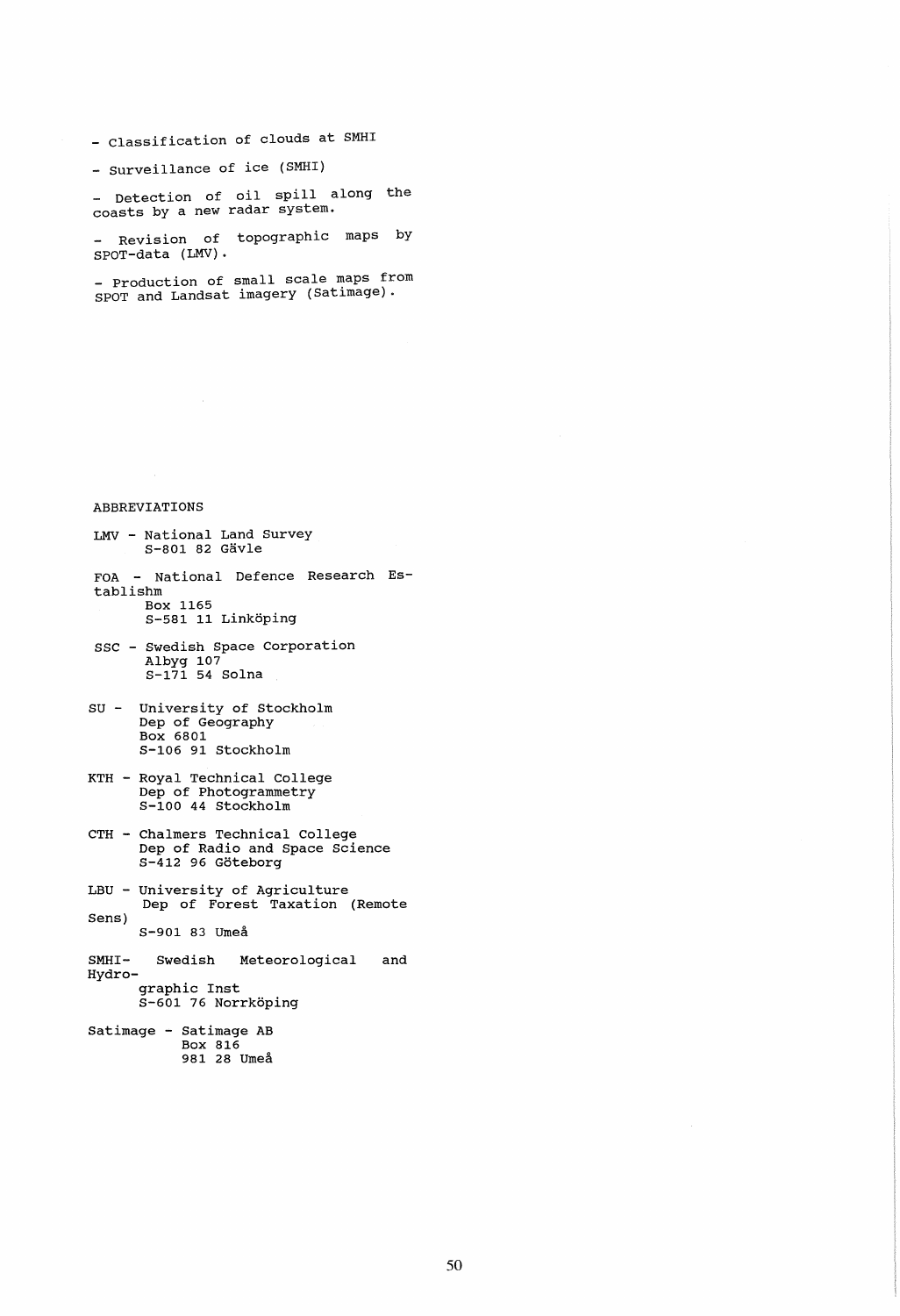- Classification of clouds at SMHI

- Surveillance of ice (SMHI)

- Detection of oil spill along the coasts by a new radar system.

- Revision of topographic maps by SPOT-data (LMV).

- Production of small scale maps from SPOT and Landsat imagery (Satimage).

ABBREVIATIONS

LMV - National Land Survey
S-801 82 Gävle

FOA - National Defence Research Establishm
Box 1165
S-581 11 Linköping

SSC - Swedish Space Corporation
Albyg 107
S-171 54 Solna

SU - University of Stockholm
Dep of Geography
Box 6801
S-106 91 Stockholm

KTH - Royal Technical College
Dep of Photogrammetry
S-100 44 Stockholm

CTH - Chalmers Technical College
Dep of Radio and Space Science
S-412 96 Göteborg

LBU - University of Agriculture
Dep of Forest Taxation (Remote Sens)
S-901 83 Umeå

SMHI- Swedish Meteorological and Hydrographic Inst
S-601 76 Norrköping

Satimage - Satimage AB
Box 816
981 28 Umeå